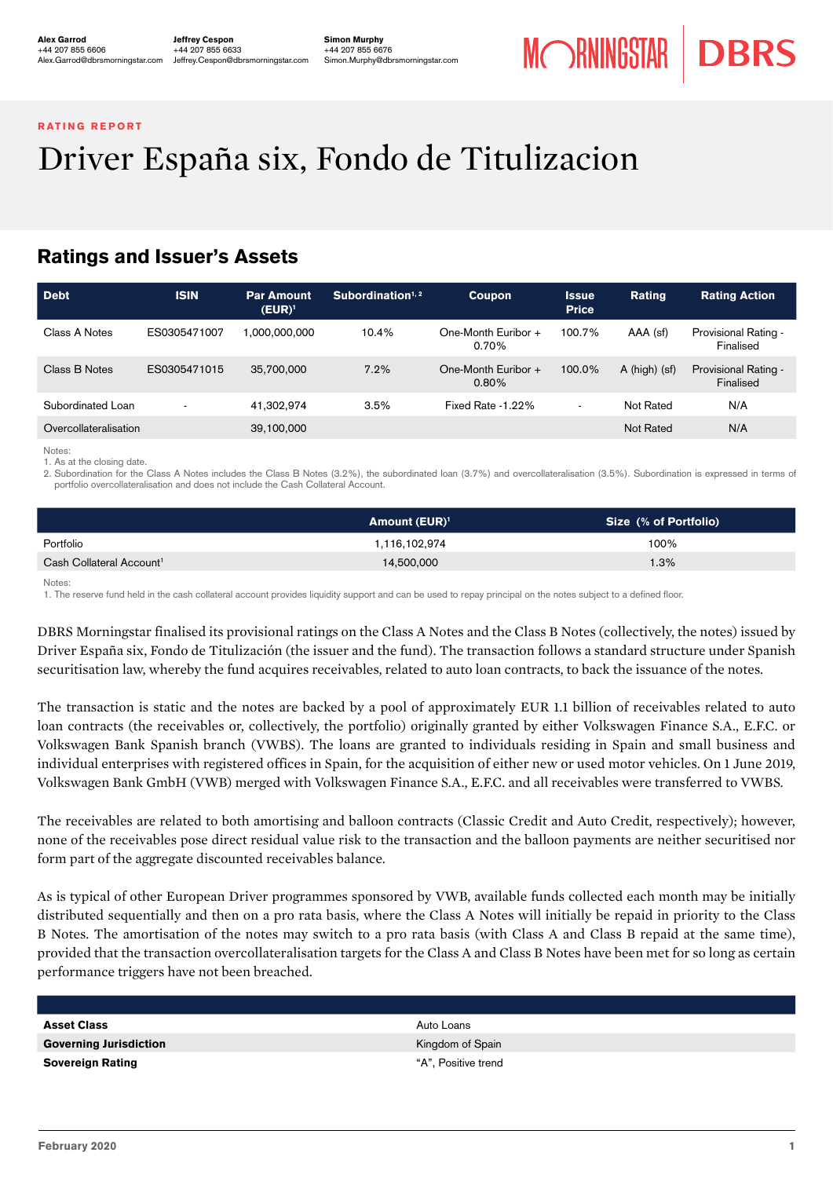Alex Garrod
+44 207 855 6606
Alex.Garrod@dbrsmorningstar.com

Jeffrey Cespon
+44 207 855 6633
Jeffrey.Cespon@dbrsmorningstar.com

Simon Murphy
+44 207 855 6676
Simon.Murphy@dbrsmorningstar.com

RATING REPORT

# Driver España six, Fondo de Titulizacion

## Ratings and Issuer's Assets

| Debt | ISIN | Par Amount (EUR)[1] | Subordination[1, 2] | Coupon | Issue Price | Rating | Rating Action |
|---|---|---|---|---|---|---|---|
| Class A Notes | ES0305471007 | 1,000,000,000 | 10.4% | One-Month Euribor + 0.70% | 100.7% | AAA (sf) | Provisional Rating - Finalised |
| Class B Notes | ES0305471015 | 35,700,000 | 7.2% | One-Month Euribor + 0.80% | 100.0% | A (high) (sf) | Provisional Rating - Finalised |
| Subordinated Loan | - | 41,302,974 | 3.5% | Fixed Rate -1.22% | - | Not Rated | N/A |
| Overcollateralisation | | 39,100,000 | | | | Not Rated | N/A |

Notes:
1. As at the closing date.
2. Subordination for the Class A Notes includes the Class B Notes (3.2%), the subordinated loan (3.7%) and overcollateralisation (3.5%). Subordination is expressed in terms of portfolio overcollateralisation and does not include the Cash Collateral Account.

| | Amount (EUR)[1] | Size (% of Portfolio) |
|---|---|---|
| Portfolio | 1,116,102,974 | 100% |
| Cash Collateral Account[1] | 14,500,000 | 1.3% |

Notes:
1. The reserve fund held in the cash collateral account provides liquidity support and can be used to repay principal on the notes subject to a defined floor.

DBRS Morningstar finalised its provisional ratings on the Class A Notes and the Class B Notes (collectively, the notes) issued by Driver España six, Fondo de Titulización (the issuer and the fund). The transaction follows a standard structure under Spanish securitisation law, whereby the fund acquires receivables, related to auto loan contracts, to back the issuance of the notes.

The transaction is static and the notes are backed by a pool of approximately EUR 1.1 billion of receivables related to auto loan contracts (the receivables or, collectively, the portfolio) originally granted by either Volkswagen Finance S.A., E.F.C. or Volkswagen Bank Spanish branch (VWBS). The loans are granted to individuals residing in Spain and small business and individual enterprises with registered offices in Spain, for the acquisition of either new or used motor vehicles. On 1 June 2019, Volkswagen Bank GmbH (VWB) merged with Volkswagen Finance S.A., E.F.C. and all receivables were transferred to VWBS.

The receivables are related to both amortising and balloon contracts (Classic Credit and Auto Credit, respectively); however, none of the receivables pose direct residual value risk to the transaction and the balloon payments are neither securitised nor form part of the aggregate discounted receivables balance.

As is typical of other European Driver programmes sponsored by VWB, available funds collected each month may be initially distributed sequentially and then on a pro rata basis, where the Class A Notes will initially be repaid in priority to the Class B Notes. The amortisation of the notes may switch to a pro rata basis (with Class A and Class B repaid at the same time), provided that the transaction overcollateralisation targets for the Class A and Class B Notes have been met for so long as certain performance triggers have not been breached.

| | |
|---|---|
| **Asset Class** | Auto Loans |
| **Governing Jurisdiction** | Kingdom of Spain |
| **Sovereign Rating** | "A", Positive trend |

February 2020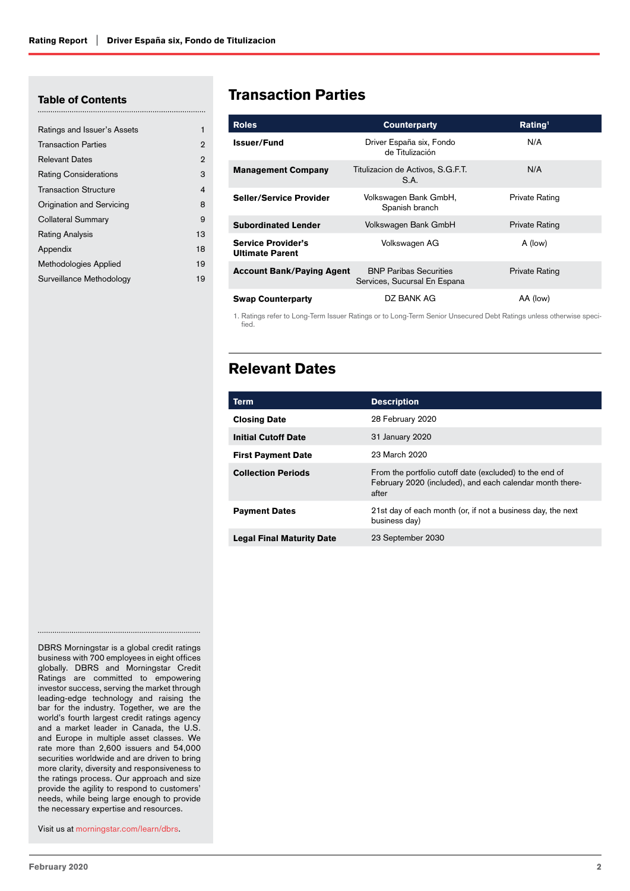## Table of Contents

| | |
|---|---|
| Ratings and Issuer's Assets | 1 |
| Transaction Parties | 2 |
| Relevant Dates | 2 |
| Rating Considerations | 3 |
| Transaction Structure | 4 |
| Origination and Servicing | 8 |
| Collateral Summary | 9 |
| Rating Analysis | 13 |
| Appendix | 18 |
| Methodologies Applied | 19 |
| Surveillance Methodology | 19 |

DBRS Morningstar is a global credit ratings business with 700 employees in eight offices globally. DBRS and Morningstar Credit Ratings are committed to empowering investor success, serving the market through leading-edge technology and raising the bar for the industry. Together, we are the world's fourth largest credit ratings agency and a market leader in Canada, the U.S. and Europe in multiple asset classes. We rate more than 2,600 issuers and 54,000 securities worldwide and are driven to bring more clarity, diversity and responsiveness to the ratings process. Our approach and size provide the agility to respond to customers' needs, while being large enough to provide the necessary expertise and resources.

Visit us at morningstar.com/learn/dbrs.

# Transaction Parties

| Roles | Counterparty | Rating[1] |
|---|---|---|
| **Issuer/Fund** | Driver España six, Fondo de Titulización | N/A |
| **Management Company** | Titulizacion de Activos, S.G.F.T. S.A. | N/A |
| **Seller/Service Provider** | Volkswagen Bank GmbH, Spanish branch | Private Rating |
| **Subordinated Lender** | Volkswagen Bank GmbH | Private Rating |
| **Service Provider's Ultimate Parent** | Volkswagen AG | A (low) |
| **Account Bank/Paying Agent** | BNP Paribas Securities Services, Sucursal En Espana | Private Rating |
| **Swap Counterparty** | DZ BANK AG | AA (low) |

1. Ratings refer to Long-Term Issuer Ratings or to Long-Term Senior Unsecured Debt Ratings unless otherwise specified.

# Relevant Dates

| Term | Description |
|---|---|
| **Closing Date** | 28 February 2020 |
| **Initial Cutoff Date** | 31 January 2020 |
| **First Payment Date** | 23 March 2020 |
| **Collection Periods** | From the portfolio cutoff date (excluded) to the end of February 2020 (included), and each calendar month thereafter |
| **Payment Dates** | 21st day of each month (or, if not a business day, the next business day) |
| **Legal Final Maturity Date** | 23 September 2030 |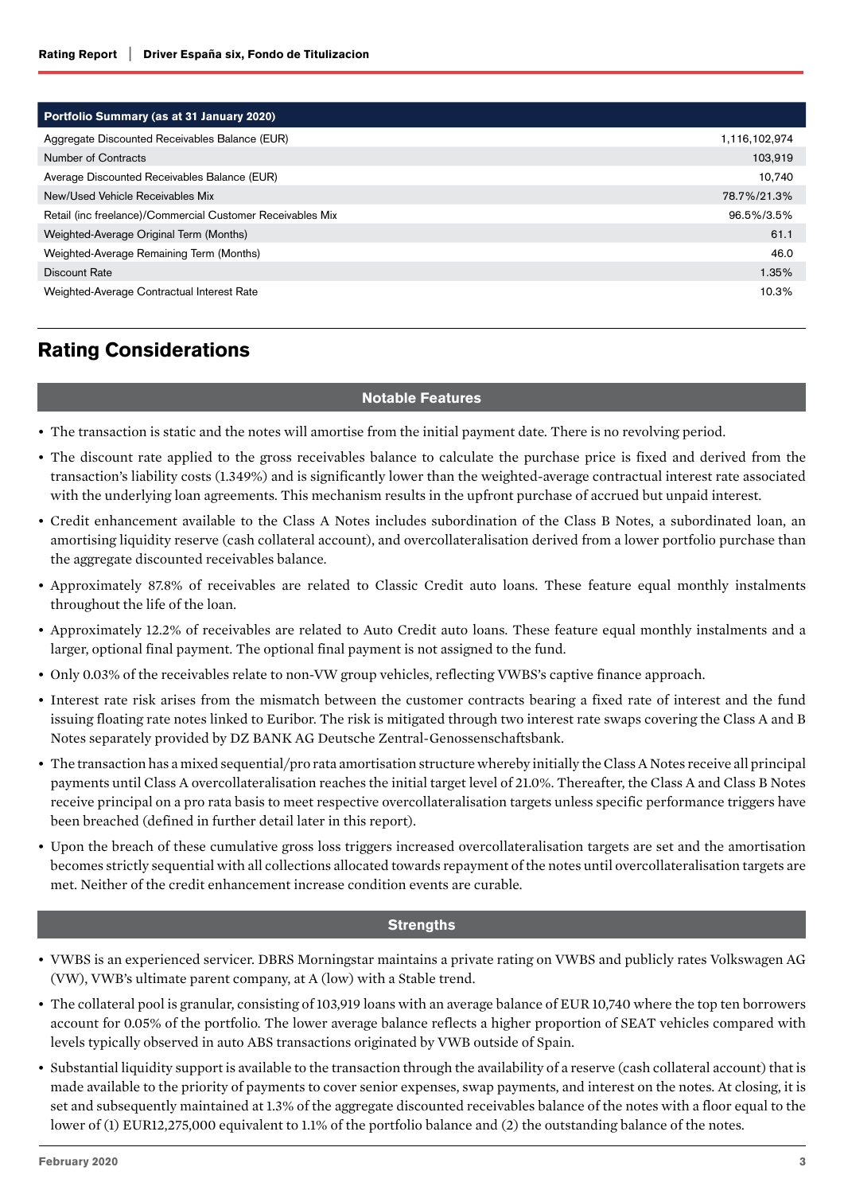| Portfolio Summary (as at 31 January 2020) | |
|---|---|
| Aggregate Discounted Receivables Balance (EUR) | 1,116,102,974 |
| Number of Contracts | 103,919 |
| Average Discounted Receivables Balance (EUR) | 10,740 |
| New/Used Vehicle Receivables Mix | 78.7%/21.3% |
| Retail (inc freelance)/Commercial Customer Receivables Mix | 96.5%/3.5% |
| Weighted-Average Original Term (Months) | 61.1 |
| Weighted-Average Remaining Term (Months) | 46.0 |
| Discount Rate | 1.35% |
| Weighted-Average Contractual Interest Rate | 10.3% |

## Rating Considerations

### Notable Features

- The transaction is static and the notes will amortise from the initial payment date. There is no revolving period.
- The discount rate applied to the gross receivables balance to calculate the purchase price is fixed and derived from the transaction's liability costs (1.349%) and is significantly lower than the weighted-average contractual interest rate associated with the underlying loan agreements. This mechanism results in the upfront purchase of accrued but unpaid interest.
- Credit enhancement available to the Class A Notes includes subordination of the Class B Notes, a subordinated loan, an amortising liquidity reserve (cash collateral account), and overcollateralisation derived from a lower portfolio purchase than the aggregate discounted receivables balance.
- Approximately 87.8% of receivables are related to Classic Credit auto loans. These feature equal monthly instalments throughout the life of the loan.
- Approximately 12.2% of receivables are related to Auto Credit auto loans. These feature equal monthly instalments and a larger, optional final payment. The optional final payment is not assigned to the fund.
- Only 0.03% of the receivables relate to non-VW group vehicles, reflecting VWBS's captive finance approach.
- Interest rate risk arises from the mismatch between the customer contracts bearing a fixed rate of interest and the fund issuing floating rate notes linked to Euribor. The risk is mitigated through two interest rate swaps covering the Class A and B Notes separately provided by DZ BANK AG Deutsche Zentral-Genossenschaftsbank.
- The transaction has a mixed sequential/pro rata amortisation structure whereby initially the Class A Notes receive all principal payments until Class A overcollateralisation reaches the initial target level of 21.0%. Thereafter, the Class A and Class B Notes receive principal on a pro rata basis to meet respective overcollateralisation targets unless specific performance triggers have been breached (defined in further detail later in this report).
- Upon the breach of these cumulative gross loss triggers increased overcollateralisation targets are set and the amortisation becomes strictly sequential with all collections allocated towards repayment of the notes until overcollateralisation targets are met. Neither of the credit enhancement increase condition events are curable.

### Strengths

- VWBS is an experienced servicer. DBRS Morningstar maintains a private rating on VWBS and publicly rates Volkswagen AG (VW), VWB's ultimate parent company, at A (low) with a Stable trend.
- The collateral pool is granular, consisting of 103,919 loans with an average balance of EUR 10,740 where the top ten borrowers account for 0.05% of the portfolio. The lower average balance reflects a higher proportion of SEAT vehicles compared with levels typically observed in auto ABS transactions originated by VWB outside of Spain.
- Substantial liquidity support is available to the transaction through the availability of a reserve (cash collateral account) that is made available to the priority of payments to cover senior expenses, swap payments, and interest on the notes. At closing, it is set and subsequently maintained at 1.3% of the aggregate discounted receivables balance of the notes with a floor equal to the lower of (1) EUR12,275,000 equivalent to 1.1% of the portfolio balance and (2) the outstanding balance of the notes.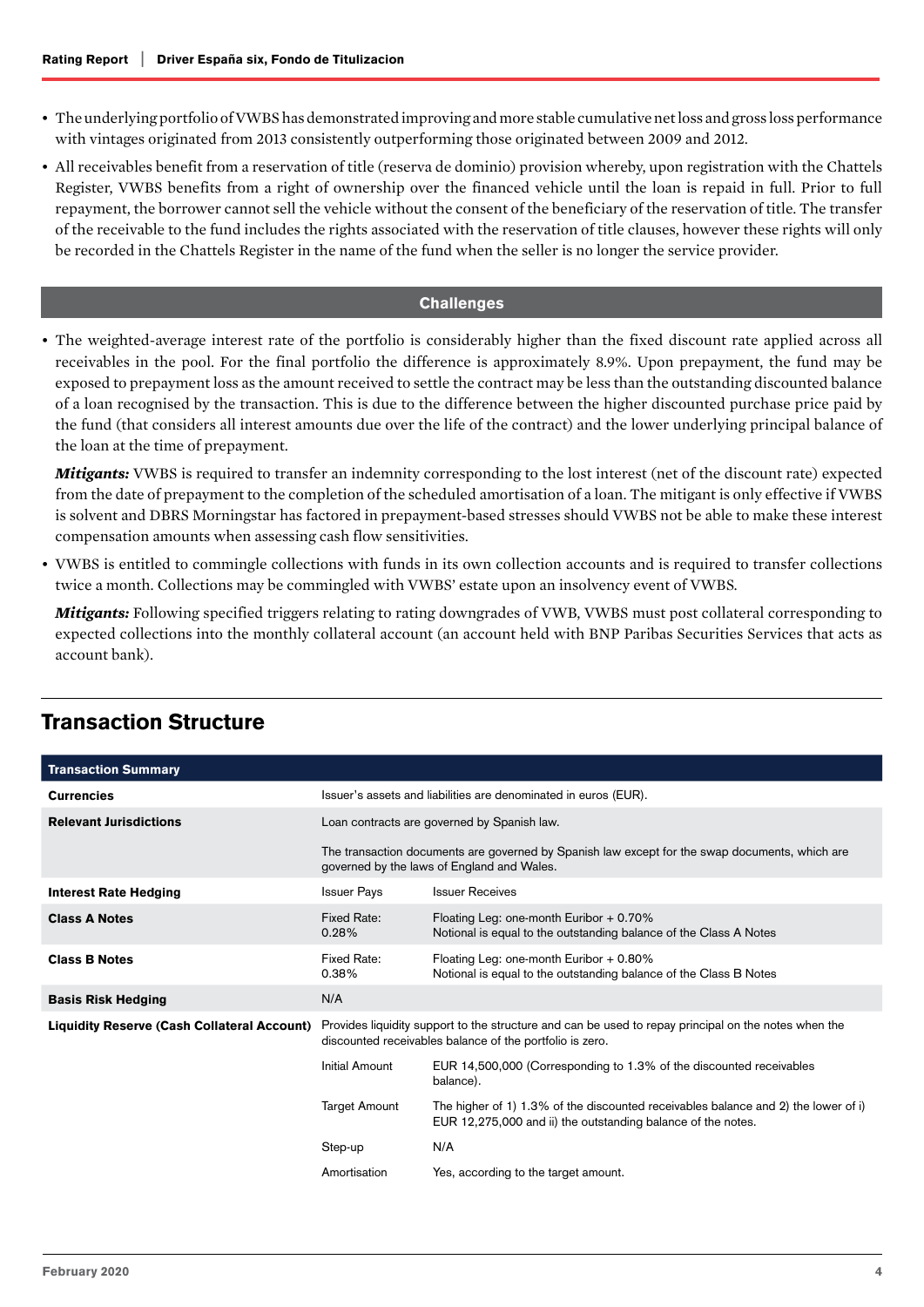- The underlying portfolio of VWBS has demonstrated improving and more stable cumulative net loss and gross loss performance with vintages originated from 2013 consistently outperforming those originated between 2009 and 2012.
- All receivables benefit from a reservation of title (reserva de dominio) provision whereby, upon registration with the Chattels Register, VWBS benefits from a right of ownership over the financed vehicle until the loan is repaid in full. Prior to full repayment, the borrower cannot sell the vehicle without the consent of the beneficiary of the reservation of title. The transfer of the receivable to the fund includes the rights associated with the reservation of title clauses, however these rights will only be recorded in the Chattels Register in the name of the fund when the seller is no longer the service provider.

### Challenges

- The weighted-average interest rate of the portfolio is considerably higher than the fixed discount rate applied across all receivables in the pool. For the final portfolio the difference is approximately 8.9%. Upon prepayment, the fund may be exposed to prepayment loss as the amount received to settle the contract may be less than the outstanding discounted balance of a loan recognised by the transaction. This is due to the difference between the higher discounted purchase price paid by the fund (that considers all interest amounts due over the life of the contract) and the lower underlying principal balance of the loan at the time of prepayment.

  ***Mitigants:*** VWBS is required to transfer an indemnity corresponding to the lost interest (net of the discount rate) expected from the date of prepayment to the completion of the scheduled amortisation of a loan. The mitigant is only effective if VWBS is solvent and DBRS Morningstar has factored in prepayment-based stresses should VWBS not be able to make these interest compensation amounts when assessing cash flow sensitivities.

- VWBS is entitled to commingle collections with funds in its own collection accounts and is required to transfer collections twice a month. Collections may be commingled with VWBS' estate upon an insolvency event of VWBS.

  ***Mitigants:*** Following specified triggers relating to rating downgrades of VWB, VWBS must post collateral corresponding to expected collections into the monthly collateral account (an account held with BNP Paribas Securities Services that acts as account bank).

## Transaction Structure

| Transaction Summary | | |
|---|---|---|
| **Currencies** | Issuer's assets and liabilities are denominated in euros (EUR). | |
| **Relevant Jurisdictions** | Loan contracts are governed by Spanish law. | |
| | The transaction documents are governed by Spanish law except for the swap documents, which are governed by the laws of England and Wales. | |
| **Interest Rate Hedging** | Issuer Pays | Issuer Receives |
| **Class A Notes** | Fixed Rate: 0.28% | Floating Leg: one-month Euribor + 0.70%<br>Notional is equal to the outstanding balance of the Class A Notes |
| **Class B Notes** | Fixed Rate: 0.38% | Floating Leg: one-month Euribor + 0.80%<br>Notional is equal to the outstanding balance of the Class B Notes |
| **Basis Risk Hedging** | N/A | |
| **Liquidity Reserve (Cash Collateral Account)** | Provides liquidity support to the structure and can be used to repay principal on the notes when the discounted receivables balance of the portfolio is zero. | |
| | Initial Amount | EUR 14,500,000 (Corresponding to 1.3% of the discounted receivables balance). |
| | Target Amount | The higher of 1) 1.3% of the discounted receivables balance and 2) the lower of i) EUR 12,275,000 and ii) the outstanding balance of the notes. |
| | Step-up | N/A |
| | Amortisation | Yes, according to the target amount. |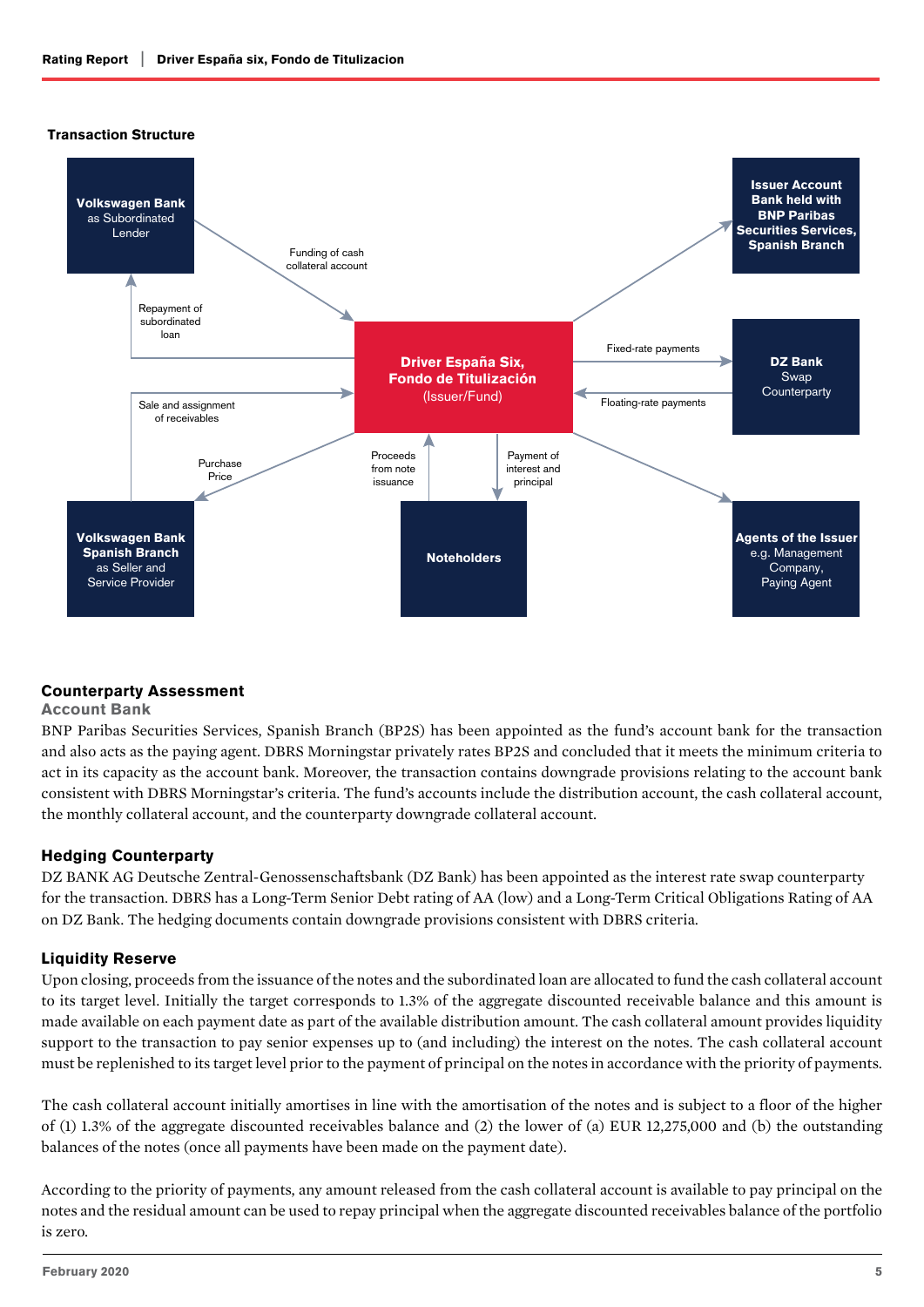**Transaction Structure**

**Volkswagen Bank** as Subordinated Lender

Funding of cash collateral account

Repayment of subordinated loan

**Issuer Account Bank held with BNP Paribas Securities Services, Spanish Branch**

**Driver España Six, Fondo de Titulización** (Issuer/Fund)

Fixed-rate payments

Floating-rate payments

**DZ Bank** Swap Counterparty

Sale and assignment of receivables

Purchase Price

Proceeds from note issuance

Payment of interest and principal

**Volkswagen Bank Spanish Branch** as Seller and Service Provider

**Noteholders**

**Agents of the Issuer** e.g. Management Company, Paying Agent

## Counterparty Assessment

### Account Bank

BNP Paribas Securities Services, Spanish Branch (BP2S) has been appointed as the fund's account bank for the transaction and also acts as the paying agent. DBRS Morningstar privately rates BP2S and concluded that it meets the minimum criteria to act in its capacity as the account bank. Moreover, the transaction contains downgrade provisions relating to the account bank consistent with DBRS Morningstar's criteria. The fund's accounts include the distribution account, the cash collateral account, the monthly collateral account, and the counterparty downgrade collateral account.

### Hedging Counterparty

DZ BANK AG Deutsche Zentral-Genossenschaftsbank (DZ Bank) has been appointed as the interest rate swap counterparty for the transaction. DBRS has a Long-Term Senior Debt rating of AA (low) and a Long-Term Critical Obligations Rating of AA on DZ Bank. The hedging documents contain downgrade provisions consistent with DBRS criteria.

### Liquidity Reserve

Upon closing, proceeds from the issuance of the notes and the subordinated loan are allocated to fund the cash collateral account to its target level. Initially the target corresponds to 1.3% of the aggregate discounted receivable balance and this amount is made available on each payment date as part of the available distribution amount. The cash collateral amount provides liquidity support to the transaction to pay senior expenses up to (and including) the interest on the notes. The cash collateral account must be replenished to its target level prior to the payment of principal on the notes in accordance with the priority of payments.

The cash collateral account initially amortises in line with the amortisation of the notes and is subject to a floor of the higher of (1) 1.3% of the aggregate discounted receivables balance and (2) the lower of (a) EUR 12,275,000 and (b) the outstanding balances of the notes (once all payments have been made on the payment date).

According to the priority of payments, any amount released from the cash collateral account is available to pay principal on the notes and the residual amount can be used to repay principal when the aggregate discounted receivables balance of the portfolio is zero.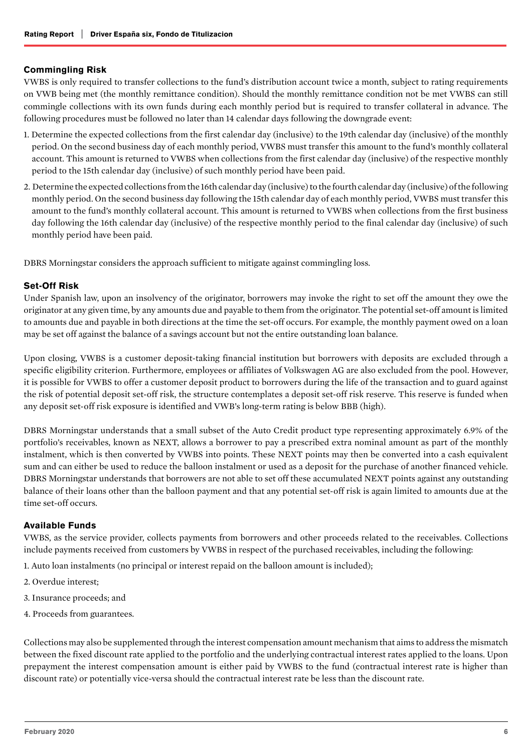### Commingling Risk

VWBS is only required to transfer collections to the fund's distribution account twice a month, subject to rating requirements on VWB being met (the monthly remittance condition). Should the monthly remittance condition not be met VWBS can still commingle collections with its own funds during each monthly period but is required to transfer collateral in advance. The following procedures must be followed no later than 14 calendar days following the downgrade event:

1. Determine the expected collections from the first calendar day (inclusive) to the 19th calendar day (inclusive) of the monthly period. On the second business day of each monthly period, VWBS must transfer this amount to the fund's monthly collateral account. This amount is returned to VWBS when collections from the first calendar day (inclusive) of the respective monthly period to the 15th calendar day (inclusive) of such monthly period have been paid.
2. Determine the expected collections from the 16th calendar day (inclusive) to the fourth calendar day (inclusive) of the following monthly period. On the second business day following the 15th calendar day of each monthly period, VWBS must transfer this amount to the fund's monthly collateral account. This amount is returned to VWBS when collections from the first business day following the 16th calendar day (inclusive) of the respective monthly period to the final calendar day (inclusive) of such monthly period have been paid.

DBRS Morningstar considers the approach sufficient to mitigate against commingling loss.

### Set-Off Risk

Under Spanish law, upon an insolvency of the originator, borrowers may invoke the right to set off the amount they owe the originator at any given time, by any amounts due and payable to them from the originator. The potential set-off amount is limited to amounts due and payable in both directions at the time the set-off occurs. For example, the monthly payment owed on a loan may be set off against the balance of a savings account but not the entire outstanding loan balance.

Upon closing, VWBS is a customer deposit-taking financial institution but borrowers with deposits are excluded through a specific eligibility criterion. Furthermore, employees or affiliates of Volkswagen AG are also excluded from the pool. However, it is possible for VWBS to offer a customer deposit product to borrowers during the life of the transaction and to guard against the risk of potential deposit set-off risk, the structure contemplates a deposit set-off risk reserve. This reserve is funded when any deposit set-off risk exposure is identified and VWB's long-term rating is below BBB (high).

DBRS Morningstar understands that a small subset of the Auto Credit product type representing approximately 6.9% of the portfolio's receivables, known as NEXT, allows a borrower to pay a prescribed extra nominal amount as part of the monthly instalment, which is then converted by VWBS into points. These NEXT points may then be converted into a cash equivalent sum and can either be used to reduce the balloon instalment or used as a deposit for the purchase of another financed vehicle. DBRS Morningstar understands that borrowers are not able to set off these accumulated NEXT points against any outstanding balance of their loans other than the balloon payment and that any potential set-off risk is again limited to amounts due at the time set-off occurs.

### Available Funds

VWBS, as the service provider, collects payments from borrowers and other proceeds related to the receivables. Collections include payments received from customers by VWBS in respect of the purchased receivables, including the following:

1. Auto loan instalments (no principal or interest repaid on the balloon amount is included);
2. Overdue interest;
3. Insurance proceeds; and
4. Proceeds from guarantees.

Collections may also be supplemented through the interest compensation amount mechanism that aims to address the mismatch between the fixed discount rate applied to the portfolio and the underlying contractual interest rates applied to the loans. Upon prepayment the interest compensation amount is either paid by VWBS to the fund (contractual interest rate is higher than discount rate) or potentially vice-versa should the contractual interest rate be less than the discount rate.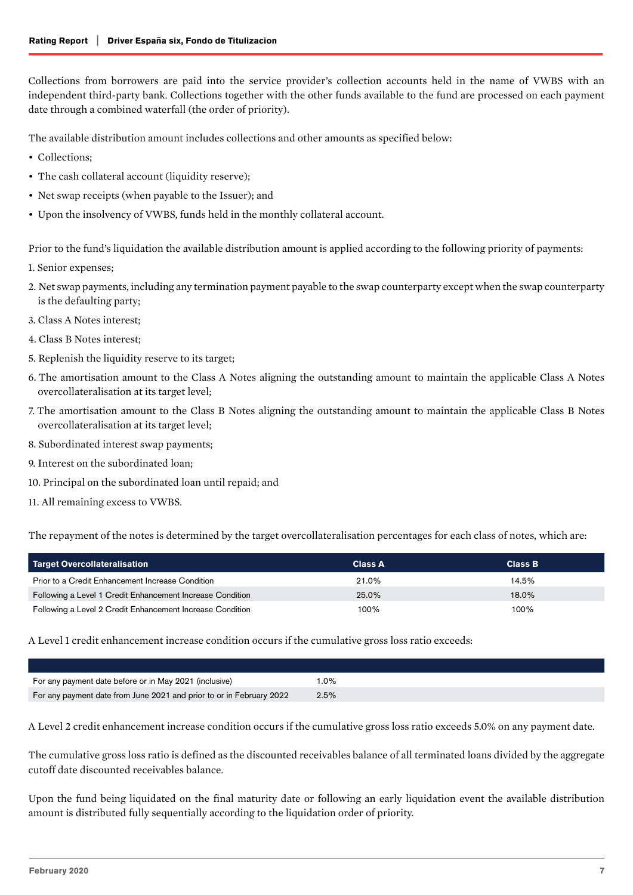Collections from borrowers are paid into the service provider's collection accounts held in the name of VWBS with an independent third-party bank. Collections together with the other funds available to the fund are processed on each payment date through a combined waterfall (the order of priority).

The available distribution amount includes collections and other amounts as specified below:

- Collections;
- The cash collateral account (liquidity reserve);
- Net swap receipts (when payable to the Issuer); and
- Upon the insolvency of VWBS, funds held in the monthly collateral account.

Prior to the fund's liquidation the available distribution amount is applied according to the following priority of payments:

1. Senior expenses;
2. Net swap payments, including any termination payment payable to the swap counterparty except when the swap counterparty is the defaulting party;
3. Class A Notes interest;
4. Class B Notes interest;
5. Replenish the liquidity reserve to its target;
6. The amortisation amount to the Class A Notes aligning the outstanding amount to maintain the applicable Class A Notes overcollateralisation at its target level;
7. The amortisation amount to the Class B Notes aligning the outstanding amount to maintain the applicable Class B Notes overcollateralisation at its target level;
8. Subordinated interest swap payments;
9. Interest on the subordinated loan;
10. Principal on the subordinated loan until repaid; and
11. All remaining excess to VWBS.

The repayment of the notes is determined by the target overcollateralisation percentages for each class of notes, which are:

| Target Overcollateralisation | Class A | Class B |
|---|---|---|
| Prior to a Credit Enhancement Increase Condition | 21.0% | 14.5% |
| Following a Level 1 Credit Enhancement Increase Condition | 25.0% | 18.0% |
| Following a Level 2 Credit Enhancement Increase Condition | 100% | 100% |

A Level 1 credit enhancement increase condition occurs if the cumulative gross loss ratio exceeds:

| | |
|---|---|
| For any payment date before or in May 2021 (inclusive) | 1.0% |
| For any payment date from June 2021 and prior to or in February 2022 | 2.5% |

A Level 2 credit enhancement increase condition occurs if the cumulative gross loss ratio exceeds 5.0% on any payment date.

The cumulative gross loss ratio is defined as the discounted receivables balance of all terminated loans divided by the aggregate cutoff date discounted receivables balance.

Upon the fund being liquidated on the final maturity date or following an early liquidation event the available distribution amount is distributed fully sequentially according to the liquidation order of priority.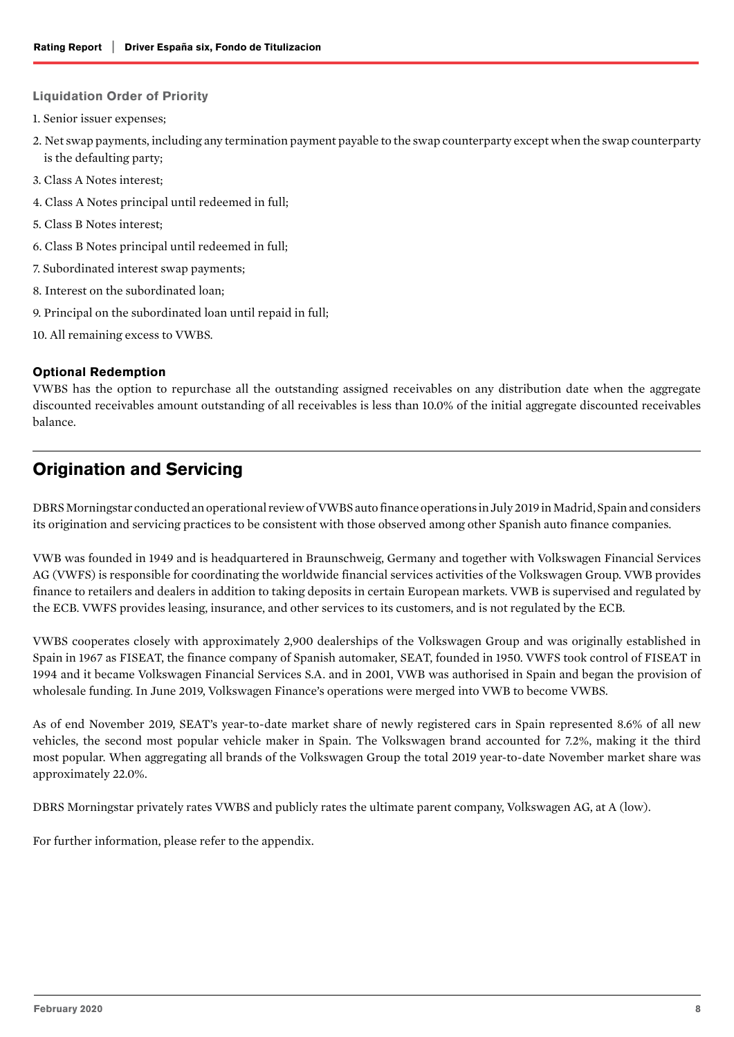### Liquidation Order of Priority

1. Senior issuer expenses;
2. Net swap payments, including any termination payment payable to the swap counterparty except when the swap counterparty is the defaulting party;
3. Class A Notes interest;
4. Class A Notes principal until redeemed in full;
5. Class B Notes interest;
6. Class B Notes principal until redeemed in full;
7. Subordinated interest swap payments;
8. Interest on the subordinated loan;
9. Principal on the subordinated loan until repaid in full;
10. All remaining excess to VWBS.

**Optional Redemption**

VWBS has the option to repurchase all the outstanding assigned receivables on any distribution date when the aggregate discounted receivables amount outstanding of all receivables is less than 10.0% of the initial aggregate discounted receivables balance.

## Origination and Servicing

DBRS Morningstar conducted an operational review of VWBS auto finance operations in July 2019 in Madrid, Spain and considers its origination and servicing practices to be consistent with those observed among other Spanish auto finance companies.

VWB was founded in 1949 and is headquartered in Braunschweig, Germany and together with Volkswagen Financial Services AG (VWFS) is responsible for coordinating the worldwide financial services activities of the Volkswagen Group. VWB provides finance to retailers and dealers in addition to taking deposits in certain European markets. VWB is supervised and regulated by the ECB. VWFS provides leasing, insurance, and other services to its customers, and is not regulated by the ECB.

VWBS cooperates closely with approximately 2,900 dealerships of the Volkswagen Group and was originally established in Spain in 1967 as FISEAT, the finance company of Spanish automaker, SEAT, founded in 1950. VWFS took control of FISEAT in 1994 and it became Volkswagen Financial Services S.A. and in 2001, VWB was authorised in Spain and began the provision of wholesale funding. In June 2019, Volkswagen Finance's operations were merged into VWB to become VWBS.

As of end November 2019, SEAT's year-to-date market share of newly registered cars in Spain represented 8.6% of all new vehicles, the second most popular vehicle maker in Spain. The Volkswagen brand accounted for 7.2%, making it the third most popular. When aggregating all brands of the Volkswagen Group the total 2019 year-to-date November market share was approximately 22.0%.

DBRS Morningstar privately rates VWBS and publicly rates the ultimate parent company, Volkswagen AG, at A (low).

For further information, please refer to the appendix.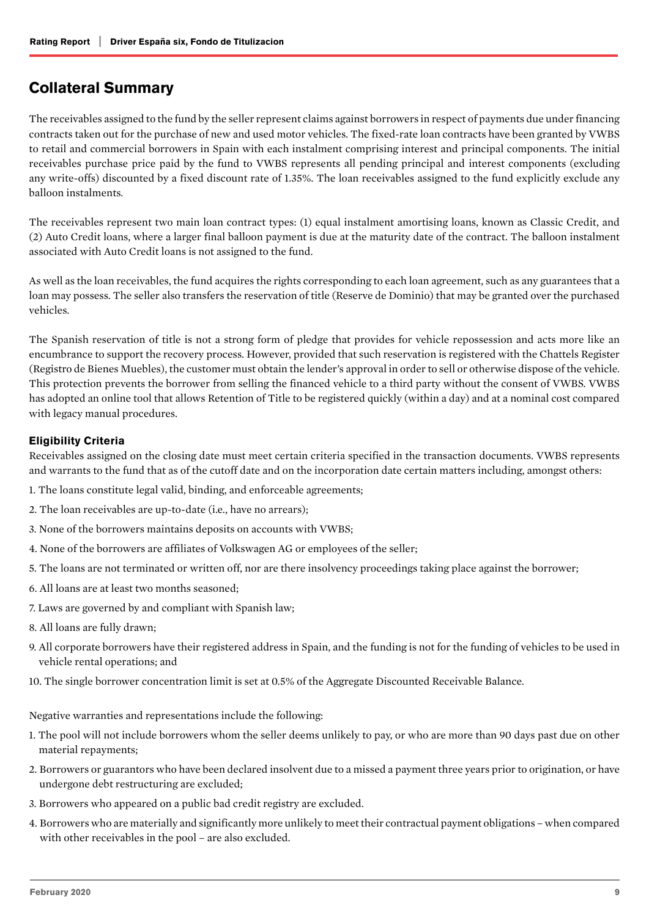## Collateral Summary

The receivables assigned to the fund by the seller represent claims against borrowers in respect of payments due under financing contracts taken out for the purchase of new and used motor vehicles. The fixed-rate loan contracts have been granted by VWBS to retail and commercial borrowers in Spain with each instalment comprising interest and principal components. The initial receivables purchase price paid by the fund to VWBS represents all pending principal and interest components (excluding any write-offs) discounted by a fixed discount rate of 1.35%. The loan receivables assigned to the fund explicitly exclude any balloon instalments.

The receivables represent two main loan contract types: (1) equal instalment amortising loans, known as Classic Credit, and (2) Auto Credit loans, where a larger final balloon payment is due at the maturity date of the contract. The balloon instalment associated with Auto Credit loans is not assigned to the fund.

As well as the loan receivables, the fund acquires the rights corresponding to each loan agreement, such as any guarantees that a loan may possess. The seller also transfers the reservation of title (Reserve de Dominio) that may be granted over the purchased vehicles.

The Spanish reservation of title is not a strong form of pledge that provides for vehicle repossession and acts more like an encumbrance to support the recovery process. However, provided that such reservation is registered with the Chattels Register (Registro de Bienes Muebles), the customer must obtain the lender's approval in order to sell or otherwise dispose of the vehicle. This protection prevents the borrower from selling the financed vehicle to a third party without the consent of VWBS. VWBS has adopted an online tool that allows Retention of Title to be registered quickly (within a day) and at a nominal cost compared with legacy manual procedures.

### Eligibility Criteria

Receivables assigned on the closing date must meet certain criteria specified in the transaction documents. VWBS represents and warrants to the fund that as of the cutoff date and on the incorporation date certain matters including, amongst others:

1. The loans constitute legal valid, binding, and enforceable agreements;
2. The loan receivables are up-to-date (i.e., have no arrears);
3. None of the borrowers maintains deposits on accounts with VWBS;
4. None of the borrowers are affiliates of Volkswagen AG or employees of the seller;
5. The loans are not terminated or written off, nor are there insolvency proceedings taking place against the borrower;
6. All loans are at least two months seasoned;
7. Laws are governed by and compliant with Spanish law;
8. All loans are fully drawn;
9. All corporate borrowers have their registered address in Spain, and the funding is not for the funding of vehicles to be used in vehicle rental operations; and
10. The single borrower concentration limit is set at 0.5% of the Aggregate Discounted Receivable Balance.

Negative warranties and representations include the following:

1. The pool will not include borrowers whom the seller deems unlikely to pay, or who are more than 90 days past due on other material repayments;
2. Borrowers or guarantors who have been declared insolvent due to a missed a payment three years prior to origination, or have undergone debt restructuring are excluded;
3. Borrowers who appeared on a public bad credit registry are excluded.
4. Borrowers who are materially and significantly more unlikely to meet their contractual payment obligations – when compared with other receivables in the pool – are also excluded.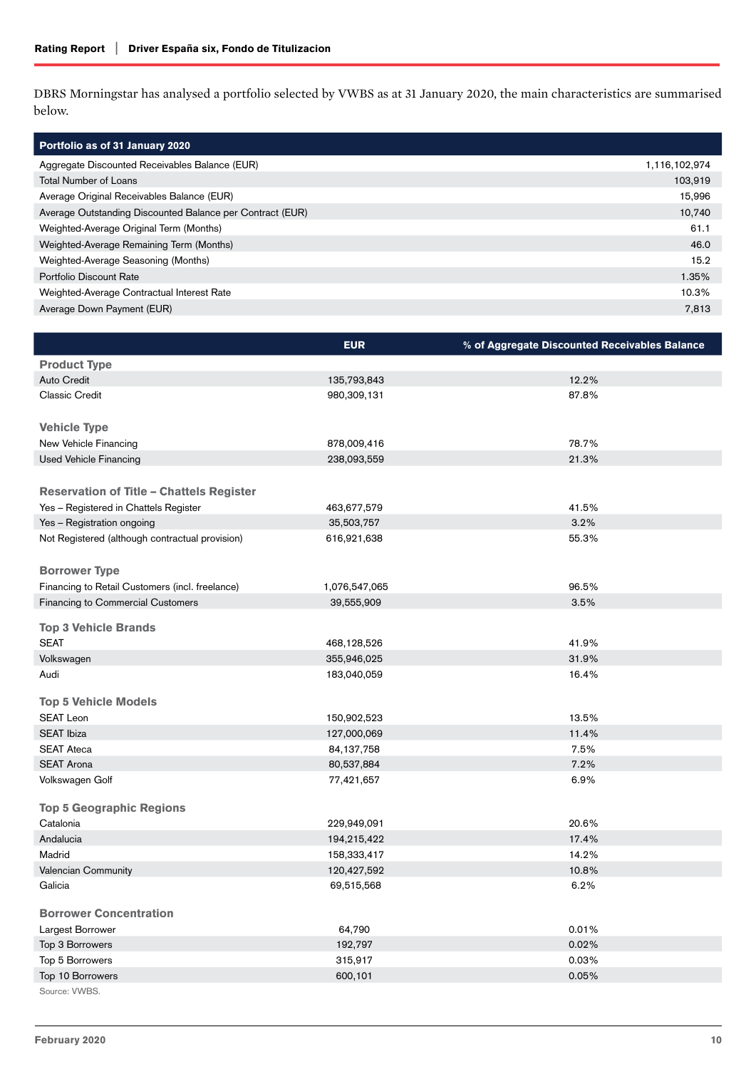DBRS Morningstar has analysed a portfolio selected by VWBS as at 31 January 2020, the main characteristics are summarised below.

| Portfolio as of 31 January 2020 | |
|---|---|
| Aggregate Discounted Receivables Balance (EUR) | 1,116,102,974 |
| Total Number of Loans | 103,919 |
| Average Original Receivables Balance (EUR) | 15,996 |
| Average Outstanding Discounted Balance per Contract (EUR) | 10,740 |
| Weighted-Average Original Term (Months) | 61.1 |
| Weighted-Average Remaining Term (Months) | 46.0 |
| Weighted-Average Seasoning (Months) | 15.2 |
| Portfolio Discount Rate | 1.35% |
| Weighted-Average Contractual Interest Rate | 10.3% |
| Average Down Payment (EUR) | 7,813 |

| | EUR | % of Aggregate Discounted Receivables Balance |
|---|---|---|
| **Product Type** | | |
| Auto Credit | 135,793,843 | 12.2% |
| Classic Credit | 980,309,131 | 87.8% |
| **Vehicle Type** | | |
| New Vehicle Financing | 878,009,416 | 78.7% |
| Used Vehicle Financing | 238,093,559 | 21.3% |
| **Reservation of Title – Chattels Register** | | |
| Yes – Registered in Chattels Register | 463,677,579 | 41.5% |
| Yes – Registration ongoing | 35,503,757 | 3.2% |
| Not Registered (although contractual provision) | 616,921,638 | 55.3% |
| **Borrower Type** | | |
| Financing to Retail Customers (incl. freelance) | 1,076,547,065 | 96.5% |
| Financing to Commercial Customers | 39,555,909 | 3.5% |
| **Top 3 Vehicle Brands** | | |
| SEAT | 468,128,526 | 41.9% |
| Volkswagen | 355,946,025 | 31.9% |
| Audi | 183,040,059 | 16.4% |
| **Top 5 Vehicle Models** | | |
| SEAT Leon | 150,902,523 | 13.5% |
| SEAT Ibiza | 127,000,069 | 11.4% |
| SEAT Ateca | 84,137,758 | 7.5% |
| SEAT Arona | 80,537,884 | 7.2% |
| Volkswagen Golf | 77,421,657 | 6.9% |
| **Top 5 Geographic Regions** | | |
| Catalonia | 229,949,091 | 20.6% |
| Andalucia | 194,215,422 | 17.4% |
| Madrid | 158,333,417 | 14.2% |
| Valencian Community | 120,427,592 | 10.8% |
| Galicia | 69,515,568 | 6.2% |
| **Borrower Concentration** | | |
| Largest Borrower | 64,790 | 0.01% |
| Top 3 Borrowers | 192,797 | 0.02% |
| Top 5 Borrowers | 315,917 | 0.03% |
| Top 10 Borrowers | 600,101 | 0.05% |

Source: VWBS.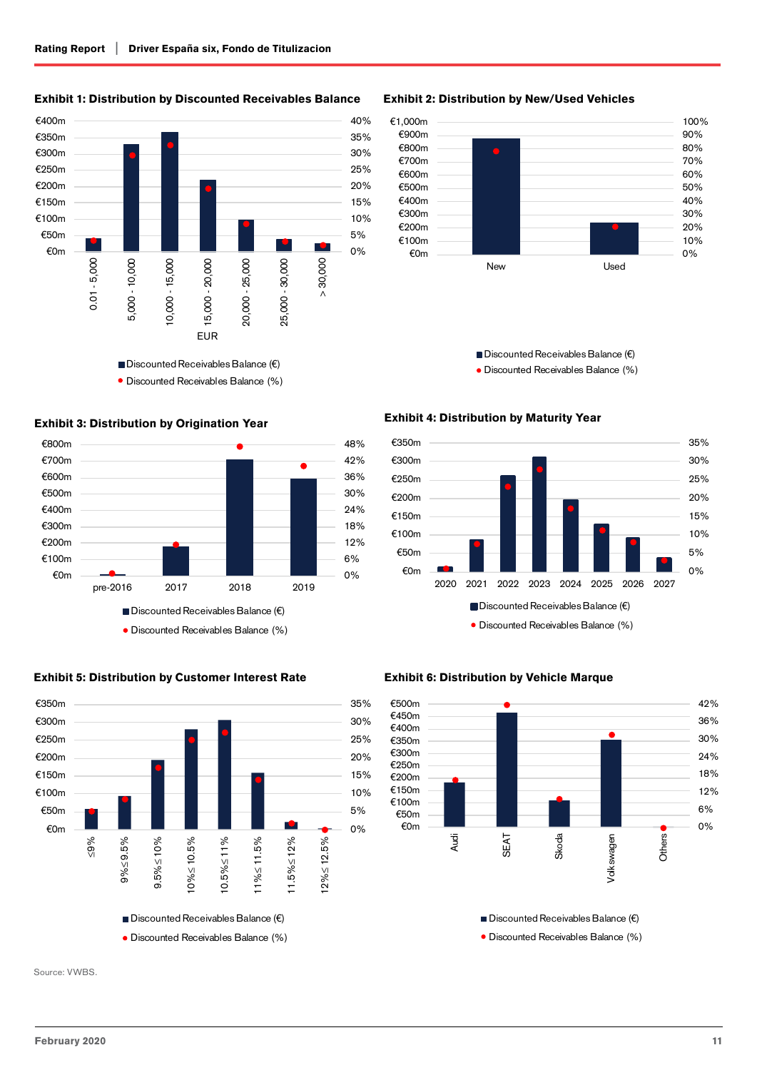**Exhibit 1: Distribution by Discounted Receivables Balance**

€400m
€350m
€300m
€250m
€200m
€150m
€100m
€50m
€0m

40%
35%
30%
25%
20%
15%
10%
5%
0%

0.01 - 5,000
5,000 - 10,000
10,000 - 15,000
15,000 - 20,000
20,000 - 25,000
25,000 - 30,000
> 30,000

EUR

Discounted Receivables Balance (€)
Discounted Receivables Balance (%)

**Exhibit 2: Distribution by New/Used Vehicles**

€1,000m
€900m
€800m
€700m
€600m
€500m
€400m
€300m
€200m
€100m
€0m

100%
90%
80%
70%
60%
50%
40%
30%
20%
10%
0%

New
Used

Discounted Receivables Balance (€)
Discounted Receivables Balance (%)

**Exhibit 3: Distribution by Origination Year**

€800m
€700m
€600m
€500m
€400m
€300m
€200m
€100m
€0m

48%
42%
36%
30%
24%
18%
12%
6%
0%

pre-2016
2017
2018
2019

Discounted Receivables Balance (€)
Discounted Receivables Balance (%)

**Exhibit 4: Distribution by Maturity Year**

€350m
€300m
€250m
€200m
€150m
€100m
€50m
€0m

35%
30%
25%
20%
15%
10%
5%
0%

2020
2021
2022
2023
2024
2025
2026
2027

Discounted Receivables Balance (€)
Discounted Receivables Balance (%)

**Exhibit 5: Distribution by Customer Interest Rate**

€350m
€300m
€250m
€200m
€150m
€100m
€50m
€0m

35%
30%
25%
20%
15%
10%
5%
0%

≤9%
9%≤9.5%
9.5%≤10%
10%≤10.5%
10.5%≤11%
11%≤11.5%
11.5%≤12%
12%≤12.5%

Discounted Receivables Balance (€)
Discounted Receivables Balance (%)

**Exhibit 6: Distribution by Vehicle Marque**

€500m
€450m
€400m
€350m
€300m
€250m
€200m
€150m
€100m
€50m
€0m

42%
36%
30%
24%
18%
12%
6%
0%

Audi
SEAT
Skoda
Volkswagen
Others

Discounted Receivables Balance (€)
Discounted Receivables Balance (%)

Source: VWBS.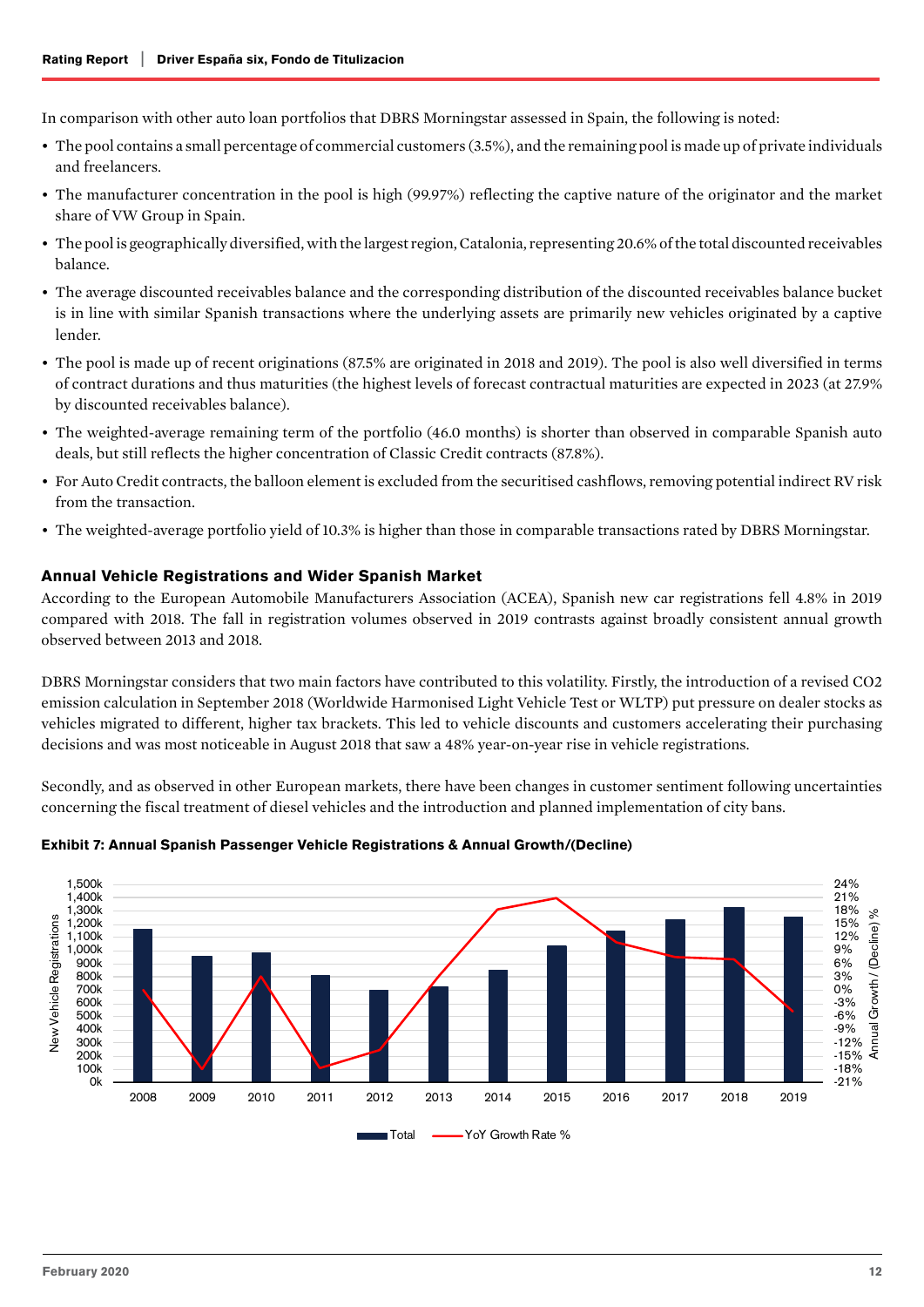In comparison with other auto loan portfolios that DBRS Morningstar assessed in Spain, the following is noted:

- The pool contains a small percentage of commercial customers (3.5%), and the remaining pool is made up of private individuals and freelancers.
- The manufacturer concentration in the pool is high (99.97%) reflecting the captive nature of the originator and the market share of VW Group in Spain.
- The pool is geographically diversified, with the largest region, Catalonia, representing 20.6% of the total discounted receivables balance.
- The average discounted receivables balance and the corresponding distribution of the discounted receivables balance bucket is in line with similar Spanish transactions where the underlying assets are primarily new vehicles originated by a captive lender.
- The pool is made up of recent originations (87.5% are originated in 2018 and 2019). The pool is also well diversified in terms of contract durations and thus maturities (the highest levels of forecast contractual maturities are expected in 2023 (at 27.9% by discounted receivables balance).
- The weighted-average remaining term of the portfolio (46.0 months) is shorter than observed in comparable Spanish auto deals, but still reflects the higher concentration of Classic Credit contracts (87.8%).
- For Auto Credit contracts, the balloon element is excluded from the securitised cashflows, removing potential indirect RV risk from the transaction.
- The weighted-average portfolio yield of 10.3% is higher than those in comparable transactions rated by DBRS Morningstar.

### Annual Vehicle Registrations and Wider Spanish Market

According to the European Automobile Manufacturers Association (ACEA), Spanish new car registrations fell 4.8% in 2019 compared with 2018. The fall in registration volumes observed in 2019 contrasts against broadly consistent annual growth observed between 2013 and 2018.

DBRS Morningstar considers that two main factors have contributed to this volatility. Firstly, the introduction of a revised CO2 emission calculation in September 2018 (Worldwide Harmonised Light Vehicle Test or WLTP) put pressure on dealer stocks as vehicles migrated to different, higher tax brackets. This led to vehicle discounts and customers accelerating their purchasing decisions and was most noticeable in August 2018 that saw a 48% year-on-year rise in vehicle registrations.

Secondly, and as observed in other European markets, there have been changes in customer sentiment following uncertainties concerning the fiscal treatment of diesel vehicles and the introduction and planned implementation of city bans.

**Exhibit 7: Annual Spanish Passenger Vehicle Registrations & Annual Growth/(Decline)**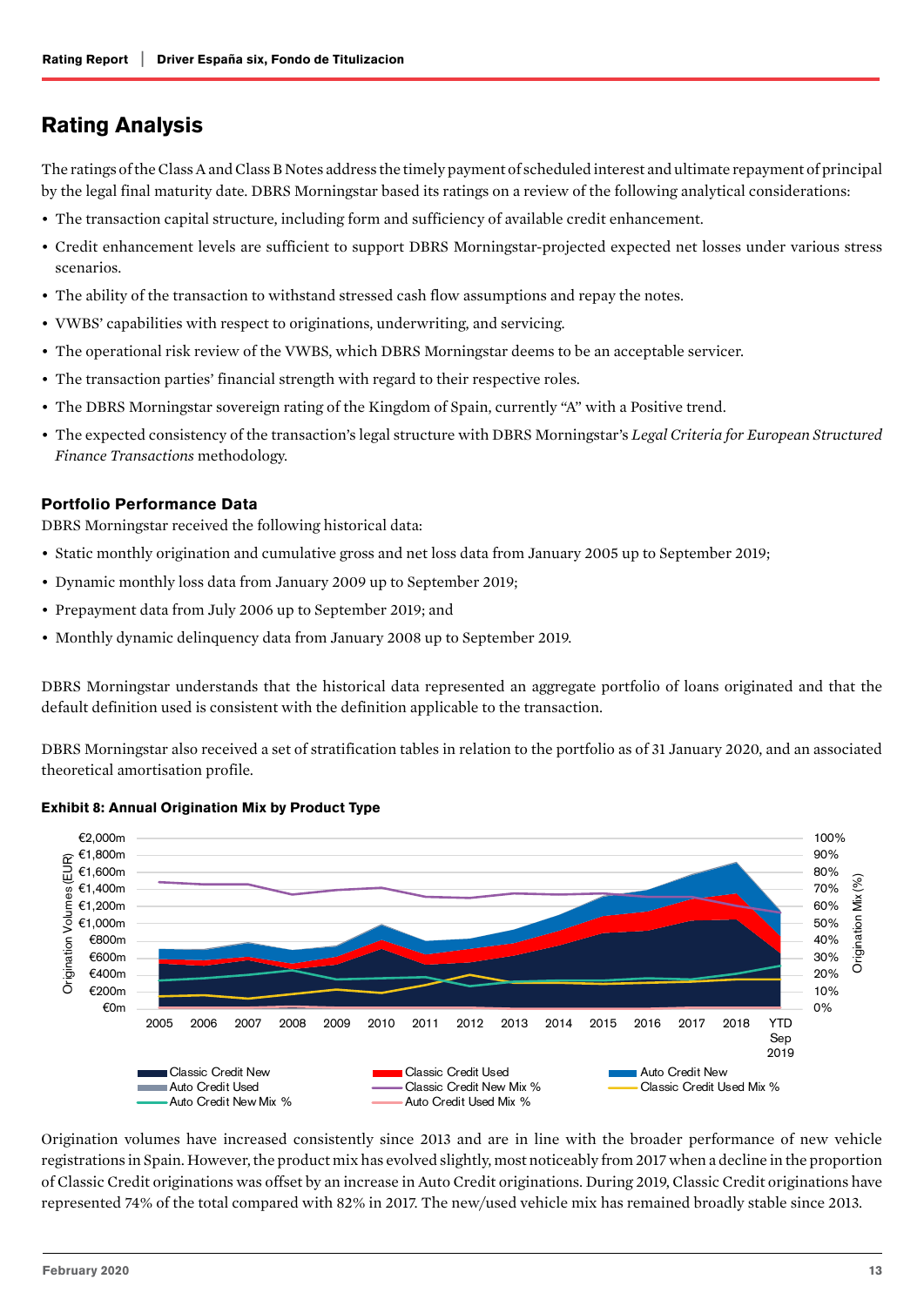## Rating Analysis

The ratings of the Class A and Class B Notes address the timely payment of scheduled interest and ultimate repayment of principal by the legal final maturity date. DBRS Morningstar based its ratings on a review of the following analytical considerations:

- The transaction capital structure, including form and sufficiency of available credit enhancement.
- Credit enhancement levels are sufficient to support DBRS Morningstar-projected expected net losses under various stress scenarios.
- The ability of the transaction to withstand stressed cash flow assumptions and repay the notes.
- VWBS' capabilities with respect to originations, underwriting, and servicing.
- The operational risk review of the VWBS, which DBRS Morningstar deems to be an acceptable servicer.
- The transaction parties' financial strength with regard to their respective roles.
- The DBRS Morningstar sovereign rating of the Kingdom of Spain, currently "A" with a Positive trend.
- The expected consistency of the transaction's legal structure with DBRS Morningstar's *Legal Criteria for European Structured Finance Transactions* methodology.

### Portfolio Performance Data

DBRS Morningstar received the following historical data:

- Static monthly origination and cumulative gross and net loss data from January 2005 up to September 2019;
- Dynamic monthly loss data from January 2009 up to September 2019;
- Prepayment data from July 2006 up to September 2019; and
- Monthly dynamic delinquency data from January 2008 up to September 2019.

DBRS Morningstar understands that the historical data represented an aggregate portfolio of loans originated and that the default definition used is consistent with the definition applicable to the transaction.

DBRS Morningstar also received a set of stratification tables in relation to the portfolio as of 31 January 2020, and an associated theoretical amortisation profile.

**Exhibit 8: Annual Origination Mix by Product Type**

Origination volumes have increased consistently since 2013 and are in line with the broader performance of new vehicle registrations in Spain. However, the product mix has evolved slightly, most noticeably from 2017 when a decline in the proportion of Classic Credit originations was offset by an increase in Auto Credit originations. During 2019, Classic Credit originations have represented 74% of the total compared with 82% in 2017. The new/used vehicle mix has remained broadly stable since 2013.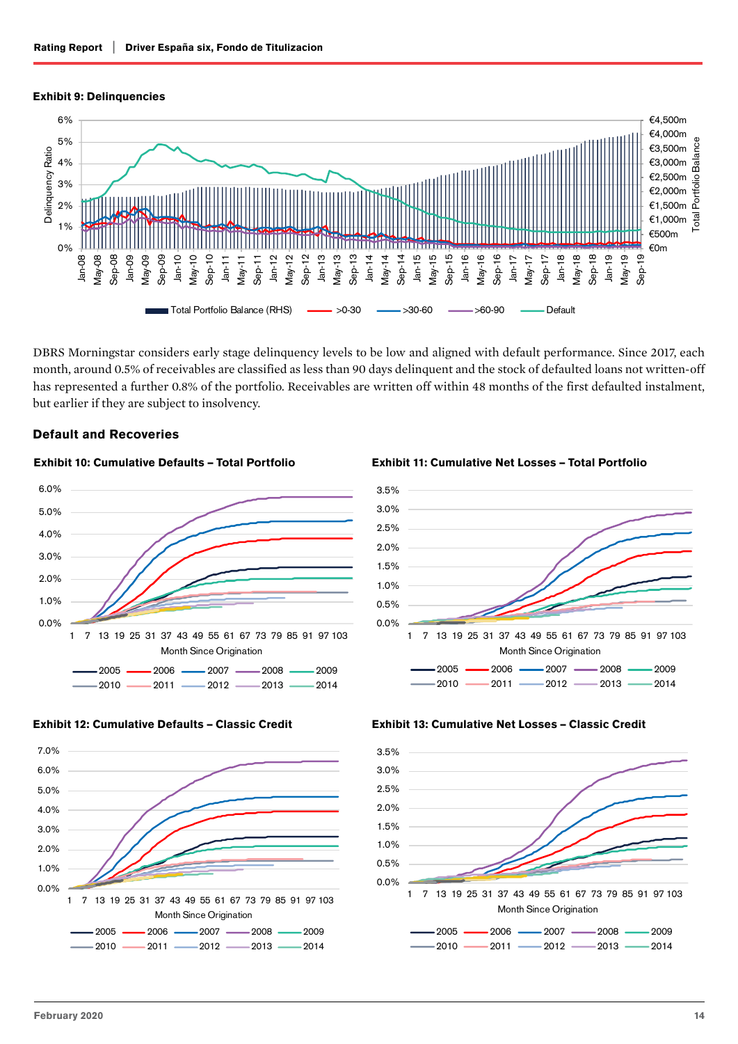**Exhibit 9: Delinquencies**

DBRS Morningstar considers early stage delinquency levels to be low and aligned with default performance. Since 2017, each month, around 0.5% of receivables are classified as less than 90 days delinquent and the stock of defaulted loans not written-off has represented a further 0.8% of the portfolio. Receivables are written off within 48 months of the first defaulted instalment, but earlier if they are subject to insolvency.

## Default and Recoveries

**Exhibit 10: Cumulative Defaults – Total Portfolio**

**Exhibit 11: Cumulative Net Losses – Total Portfolio**

**Exhibit 12: Cumulative Defaults – Classic Credit**

**Exhibit 13: Cumulative Net Losses – Classic Credit**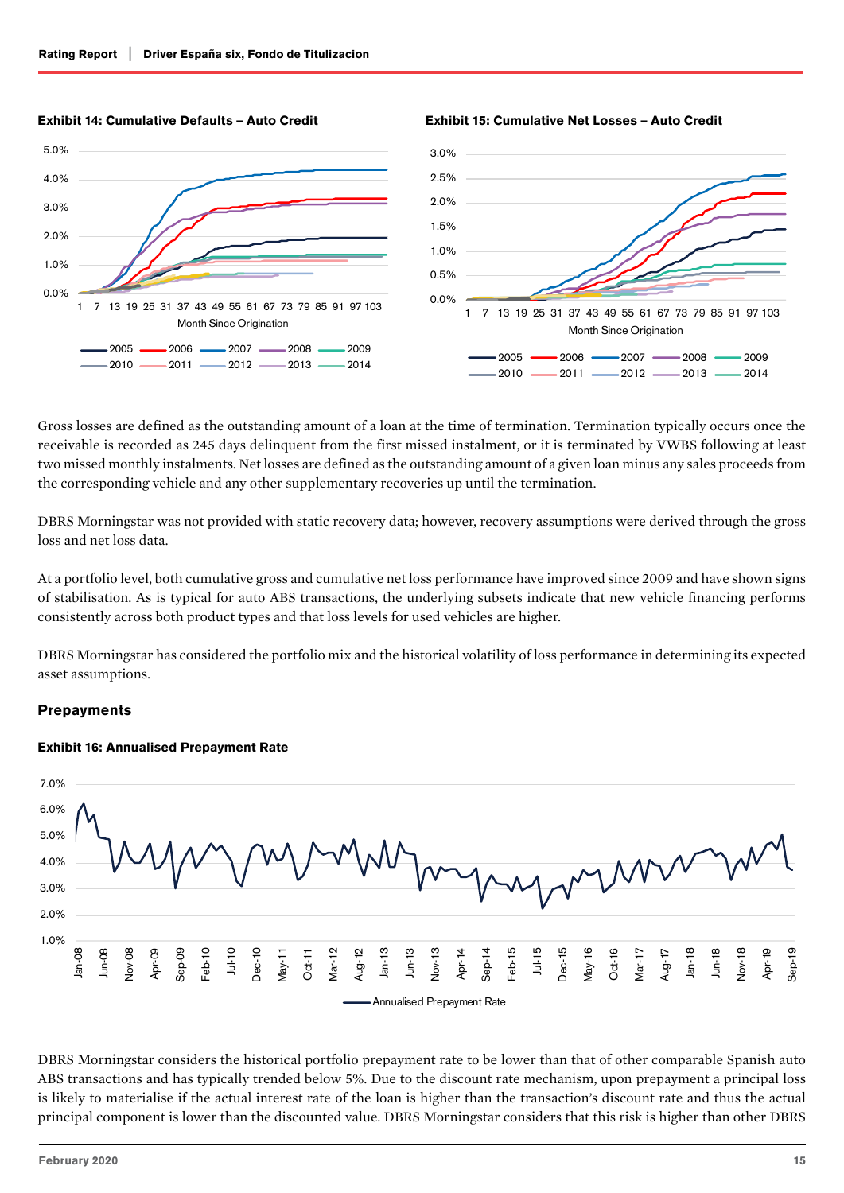**Exhibit 14: Cumulative Defaults – Auto Credit**

**Exhibit 15: Cumulative Net Losses – Auto Credit**

Gross losses are defined as the outstanding amount of a loan at the time of termination. Termination typically occurs once the receivable is recorded as 245 days delinquent from the first missed instalment, or it is terminated by VWBS following at least two missed monthly instalments. Net losses are defined as the outstanding amount of a given loan minus any sales proceeds from the corresponding vehicle and any other supplementary recoveries up until the termination.

DBRS Morningstar was not provided with static recovery data; however, recovery assumptions were derived through the gross loss and net loss data.

At a portfolio level, both cumulative gross and cumulative net loss performance have improved since 2009 and have shown signs of stabilisation. As is typical for auto ABS transactions, the underlying subsets indicate that new vehicle financing performs consistently across both product types and that loss levels for used vehicles are higher.

DBRS Morningstar has considered the portfolio mix and the historical volatility of loss performance in determining its expected asset assumptions.

## Prepayments

**Exhibit 16: Annualised Prepayment Rate**

DBRS Morningstar considers the historical portfolio prepayment rate to be lower than that of other comparable Spanish auto ABS transactions and has typically trended below 5%. Due to the discount rate mechanism, upon prepayment a principal loss is likely to materialise if the actual interest rate of the loan is higher than the transaction's discount rate and thus the actual principal component is lower than the discounted value. DBRS Morningstar considers that this risk is higher than other DBRS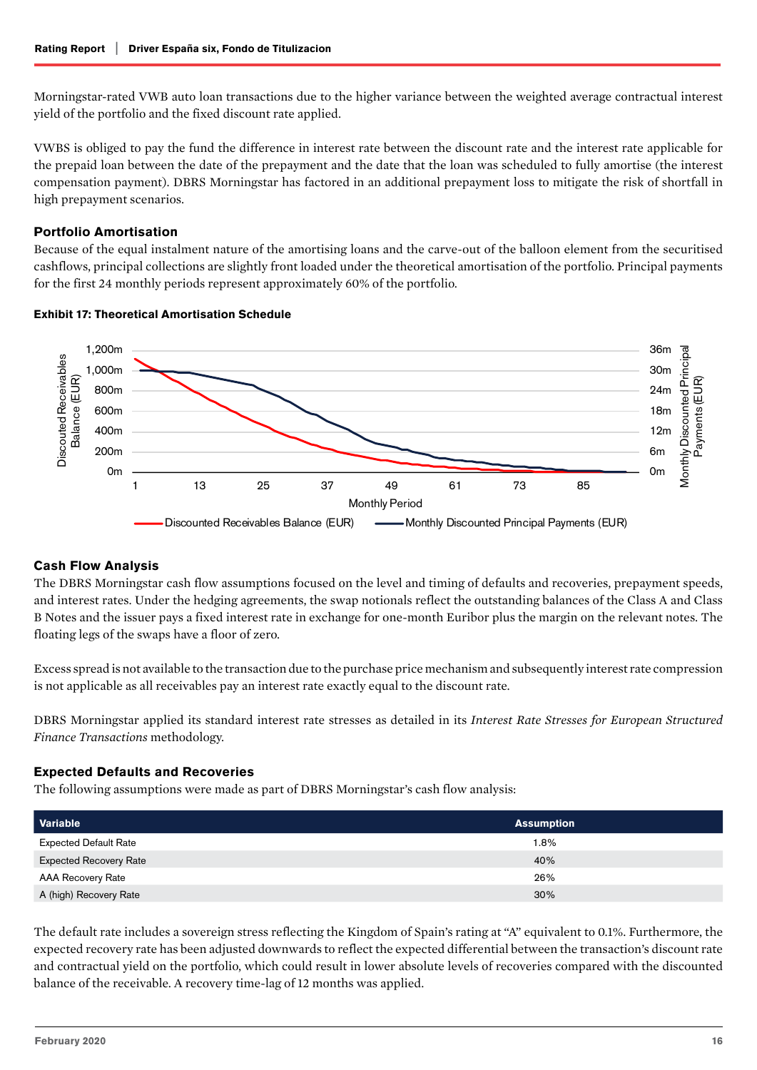Morningstar-rated VWB auto loan transactions due to the higher variance between the weighted average contractual interest yield of the portfolio and the fixed discount rate applied.

VWBS is obliged to pay the fund the difference in interest rate between the discount rate and the interest rate applicable for the prepaid loan between the date of the prepayment and the date that the loan was scheduled to fully amortise (the interest compensation payment). DBRS Morningstar has factored in an additional prepayment loss to mitigate the risk of shortfall in high prepayment scenarios.

### Portfolio Amortisation

Because of the equal instalment nature of the amortising loans and the carve-out of the balloon element from the securitised cashflows, principal collections are slightly front loaded under the theoretical amortisation of the portfolio. Principal payments for the first 24 monthly periods represent approximately 60% of the portfolio.

**Exhibit 17: Theoretical Amortisation Schedule**

### Cash Flow Analysis

The DBRS Morningstar cash flow assumptions focused on the level and timing of defaults and recoveries, prepayment speeds, and interest rates. Under the hedging agreements, the swap notionals reflect the outstanding balances of the Class A and Class B Notes and the issuer pays a fixed interest rate in exchange for one-month Euribor plus the margin on the relevant notes. The floating legs of the swaps have a floor of zero.

Excess spread is not available to the transaction due to the purchase price mechanism and subsequently interest rate compression is not applicable as all receivables pay an interest rate exactly equal to the discount rate.

DBRS Morningstar applied its standard interest rate stresses as detailed in its *Interest Rate Stresses for European Structured Finance Transactions* methodology.

### Expected Defaults and Recoveries

The following assumptions were made as part of DBRS Morningstar's cash flow analysis:

| Variable | Assumption |
|---|---|
| Expected Default Rate | 1.8% |
| Expected Recovery Rate | 40% |
| AAA Recovery Rate | 26% |
| A (high) Recovery Rate | 30% |

The default rate includes a sovereign stress reflecting the Kingdom of Spain's rating at "A" equivalent to 0.1%. Furthermore, the expected recovery rate has been adjusted downwards to reflect the expected differential between the transaction's discount rate and contractual yield on the portfolio, which could result in lower absolute levels of recoveries compared with the discounted balance of the receivable. A recovery time-lag of 12 months was applied.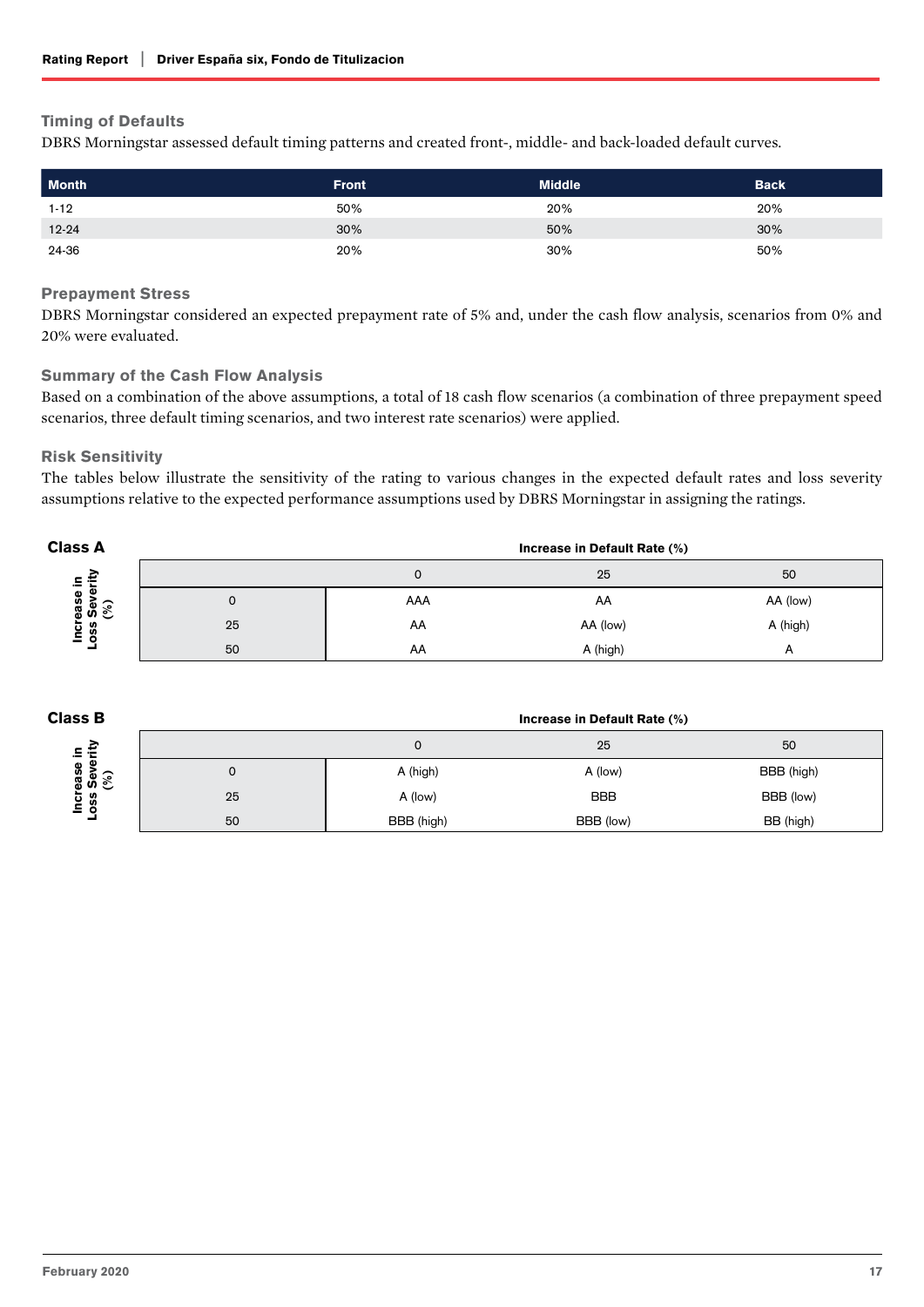### Timing of Defaults

DBRS Morningstar assessed default timing patterns and created front-, middle- and back-loaded default curves.

| Month | Front | Middle | Back |
|---|---|---|---|
| 1-12 | 50% | 20% | 20% |
| 12-24 | 30% | 50% | 30% |
| 24-36 | 20% | 30% | 50% |

### Prepayment Stress

DBRS Morningstar considered an expected prepayment rate of 5% and, under the cash flow analysis, scenarios from 0% and 20% were evaluated.

### Summary of the Cash Flow Analysis

Based on a combination of the above assumptions, a total of 18 cash flow scenarios (a combination of three prepayment speed scenarios, three default timing scenarios, and two interest rate scenarios) were applied.

### Risk Sensitivity

The tables below illustrate the sensitivity of the rating to various changes in the expected default rates and loss severity assumptions relative to the expected performance assumptions used by DBRS Morningstar in assigning the ratings.

**Class A**

| Increase in Loss Severity (%) | Increase in Default Rate (%): 0 | 25 | 50 |
|---|---|---|---|
| 0 | AAA | AA | AA (low) |
| 25 | AA | AA (low) | A (high) |
| 50 | AA | A (high) | A |

**Class B**

| Increase in Loss Severity (%) | Increase in Default Rate (%): 0 | 25 | 50 |
|---|---|---|---|
| 0 | A (high) | A (low) | BBB (high) |
| 25 | A (low) | BBB | BBB (low) |
| 50 | BBB (high) | BBB (low) | BB (high) |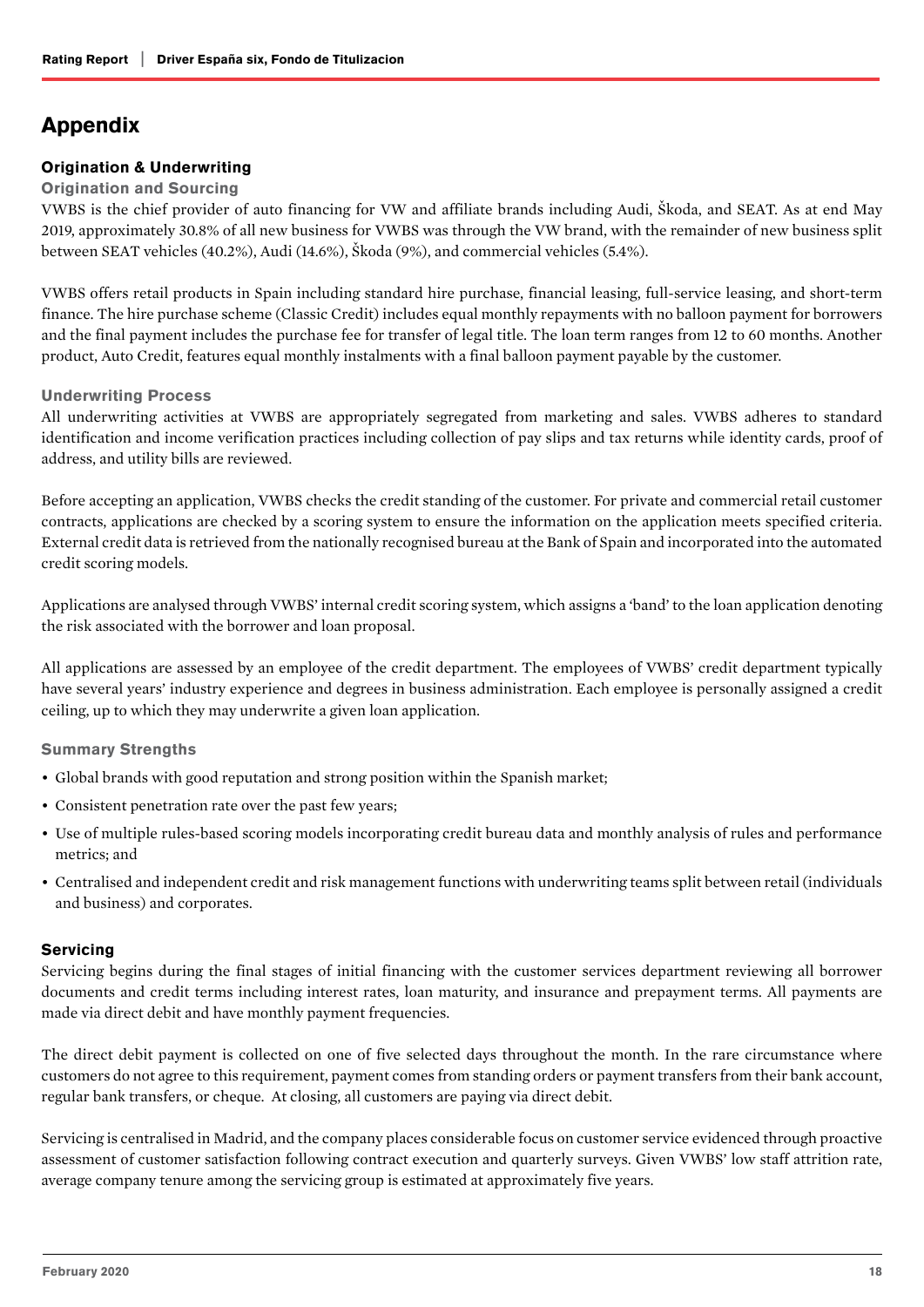# Appendix

## Origination & Underwriting

### Origination and Sourcing

VWBS is the chief provider of auto financing for VW and affiliate brands including Audi, Škoda, and SEAT. As at end May 2019, approximately 30.8% of all new business for VWBS was through the VW brand, with the remainder of new business split between SEAT vehicles (40.2%), Audi (14.6%), Škoda (9%), and commercial vehicles (5.4%).

VWBS offers retail products in Spain including standard hire purchase, financial leasing, full-service leasing, and short-term finance. The hire purchase scheme (Classic Credit) includes equal monthly repayments with no balloon payment for borrowers and the final payment includes the purchase fee for transfer of legal title. The loan term ranges from 12 to 60 months. Another product, Auto Credit, features equal monthly instalments with a final balloon payment payable by the customer.

### Underwriting Process

All underwriting activities at VWBS are appropriately segregated from marketing and sales. VWBS adheres to standard identification and income verification practices including collection of pay slips and tax returns while identity cards, proof of address, and utility bills are reviewed.

Before accepting an application, VWBS checks the credit standing of the customer. For private and commercial retail customer contracts, applications are checked by a scoring system to ensure the information on the application meets specified criteria. External credit data is retrieved from the nationally recognised bureau at the Bank of Spain and incorporated into the automated credit scoring models.

Applications are analysed through VWBS' internal credit scoring system, which assigns a 'band' to the loan application denoting the risk associated with the borrower and loan proposal.

All applications are assessed by an employee of the credit department. The employees of VWBS' credit department typically have several years' industry experience and degrees in business administration. Each employee is personally assigned a credit ceiling, up to which they may underwrite a given loan application.

### Summary Strengths

- Global brands with good reputation and strong position within the Spanish market;
- Consistent penetration rate over the past few years;
- Use of multiple rules-based scoring models incorporating credit bureau data and monthly analysis of rules and performance metrics; and
- Centralised and independent credit and risk management functions with underwriting teams split between retail (individuals and business) and corporates.

## Servicing

Servicing begins during the final stages of initial financing with the customer services department reviewing all borrower documents and credit terms including interest rates, loan maturity, and insurance and prepayment terms. All payments are made via direct debit and have monthly payment frequencies.

The direct debit payment is collected on one of five selected days throughout the month. In the rare circumstance where customers do not agree to this requirement, payment comes from standing orders or payment transfers from their bank account, regular bank transfers, or cheque. At closing, all customers are paying via direct debit.

Servicing is centralised in Madrid, and the company places considerable focus on customer service evidenced through proactive assessment of customer satisfaction following contract execution and quarterly surveys. Given VWBS' low staff attrition rate, average company tenure among the servicing group is estimated at approximately five years.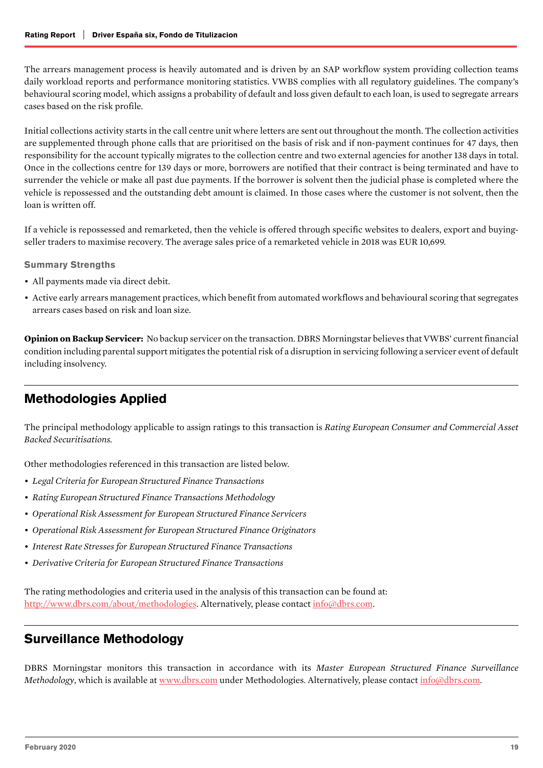The arrears management process is heavily automated and is driven by an SAP workflow system providing collection teams daily workload reports and performance monitoring statistics. VWBS complies with all regulatory guidelines. The company's behavioural scoring model, which assigns a probability of default and loss given default to each loan, is used to segregate arrears cases based on the risk profile.

Initial collections activity starts in the call centre unit where letters are sent out throughout the month. The collection activities are supplemented through phone calls that are prioritised on the basis of risk and if non-payment continues for 47 days, then responsibility for the account typically migrates to the collection centre and two external agencies for another 138 days in total. Once in the collections centre for 139 days or more, borrowers are notified that their contract is being terminated and have to surrender the vehicle or make all past due payments. If the borrower is solvent then the judicial phase is completed where the vehicle is repossessed and the outstanding debt amount is claimed. In those cases where the customer is not solvent, then the loan is written off.

If a vehicle is repossessed and remarketed, then the vehicle is offered through specific websites to dealers, export and buying-seller traders to maximise recovery. The average sales price of a remarketed vehicle in 2018 was EUR 10,699.

#### Summary Strengths

- All payments made via direct debit.
- Active early arrears management practices, which benefit from automated workflows and behavioural scoring that segregates arrears cases based on risk and loan size.

**Opinion on Backup Servicer:** No backup servicer on the transaction. DBRS Morningstar believes that VWBS' current financial condition including parental support mitigates the potential risk of a disruption in servicing following a servicer event of default including insolvency.

## Methodologies Applied

The principal methodology applicable to assign ratings to this transaction is *Rating European Consumer and Commercial Asset Backed Securitisations.*

Other methodologies referenced in this transaction are listed below.

- *Legal Criteria for European Structured Finance Transactions*
- *Rating European Structured Finance Transactions Methodology*
- *Operational Risk Assessment for European Structured Finance Servicers*
- *Operational Risk Assessment for European Structured Finance Originators*
- *Interest Rate Stresses for European Structured Finance Transactions*
- *Derivative Criteria for European Structured Finance Transactions*

The rating methodologies and criteria used in the analysis of this transaction can be found at: http://www.dbrs.com/about/methodologies. Alternatively, please contact info@dbrs.com.

## Surveillance Methodology

DBRS Morningstar monitors this transaction in accordance with its *Master European Structured Finance Surveillance Methodology*, which is available at www.dbrs.com under Methodologies. Alternatively, please contact info@dbrs.com.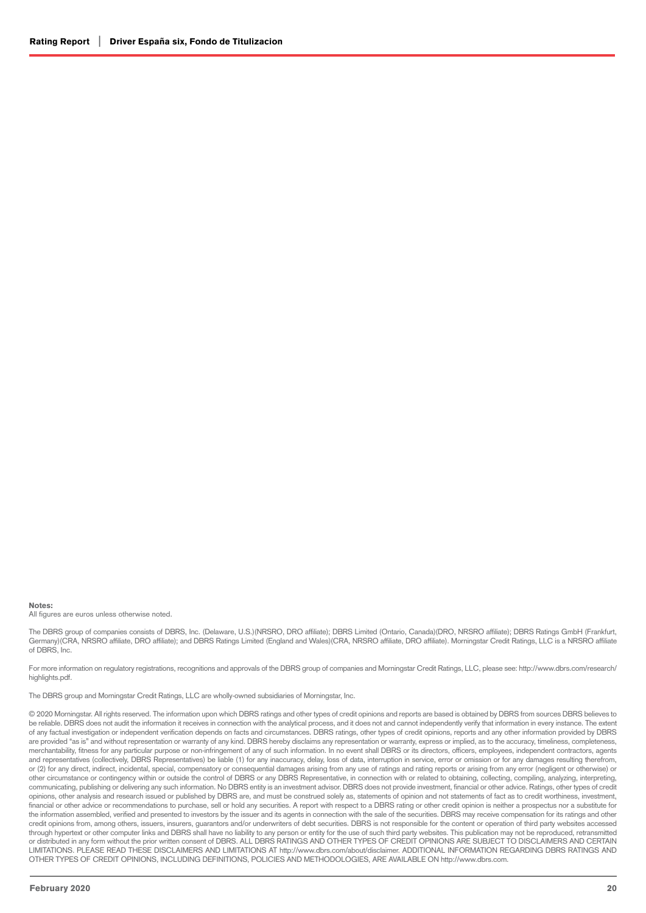**Notes:**
All figures are euros unless otherwise noted.

The DBRS group of companies consists of DBRS, Inc. (Delaware, U.S.)(NRSRO, DRO affiliate); DBRS Limited (Ontario, Canada)(DRO, NRSRO affiliate); DBRS Ratings GmbH (Frankfurt, Germany)(CRA, NRSRO affiliate, DRO affiliate); and DBRS Ratings Limited (England and Wales)(CRA, NRSRO affiliate, DRO affiliate). Morningstar Credit Ratings, LLC is a NRSRO affiliate of DBRS, Inc.

For more information on regulatory registrations, recognitions and approvals of the DBRS group of companies and Morningstar Credit Ratings, LLC, please see: http://www.dbrs.com/research/highlights.pdf.

The DBRS group and Morningstar Credit Ratings, LLC are wholly-owned subsidiaries of Morningstar, Inc.

© 2020 Morningstar. All rights reserved. The information upon which DBRS ratings and other types of credit opinions and reports are based is obtained by DBRS from sources DBRS believes to be reliable. DBRS does not audit the information it receives in connection with the analytical process, and it does not and cannot independently verify that information in every instance. The extent of any factual investigation or independent verification depends on facts and circumstances. DBRS ratings, other types of credit opinions, reports and any other information provided by DBRS are provided "as is" and without representation or warranty of any kind. DBRS hereby disclaims any representation or warranty, express or implied, as to the accuracy, timeliness, completeness, merchantability, fitness for any particular purpose or non-infringement of any of such information. In no event shall DBRS or its directors, officers, employees, independent contractors, agents and representatives (collectively, DBRS Representatives) be liable (1) for any inaccuracy, delay, loss of data, interruption in service, error or omission or for any damages resulting therefrom, or (2) for any direct, indirect, incidental, special, compensatory or consequential damages arising from any use of ratings and rating reports or arising from any error (negligent or otherwise) or other circumstance or contingency within or outside the control of DBRS or any DBRS Representative, in connection with or related to obtaining, collecting, compiling, analyzing, interpreting, communicating, publishing or delivering any such information. No DBRS entity is an investment advisor. DBRS does not provide investment, financial or other advice. Ratings, other types of credit opinions, other analysis and research issued or published by DBRS are, and must be construed solely as, statements of opinion and not statements of fact as to credit worthiness, investment, financial or other advice or recommendations to purchase, sell or hold any securities. A report with respect to a DBRS rating or other credit opinion is neither a prospectus nor a substitute for the information assembled, verified and presented to investors by the issuer and its agents in connection with the sale of the securities. DBRS may receive compensation for its ratings and other credit opinions from, among others, issuers, insurers, guarantors and/or underwriters of debt securities. DBRS is not responsible for the content or operation of third party websites accessed through hypertext or other computer links and DBRS shall have no liability to any person or entity for the use of such third party websites. This publication may not be reproduced, retransmitted or distributed in any form without the prior written consent of DBRS. ALL DBRS RATINGS AND OTHER TYPES OF CREDIT OPINIONS ARE SUBJECT TO DISCLAIMERS AND CERTAIN LIMITATIONS. PLEASE READ THESE DISCLAIMERS AND LIMITATIONS AT http://www.dbrs.com/about/disclaimer. ADDITIONAL INFORMATION REGARDING DBRS RATINGS AND OTHER TYPES OF CREDIT OPINIONS, INCLUDING DEFINITIONS, POLICIES AND METHODOLOGIES, ARE AVAILABLE ON http://www.dbrs.com.